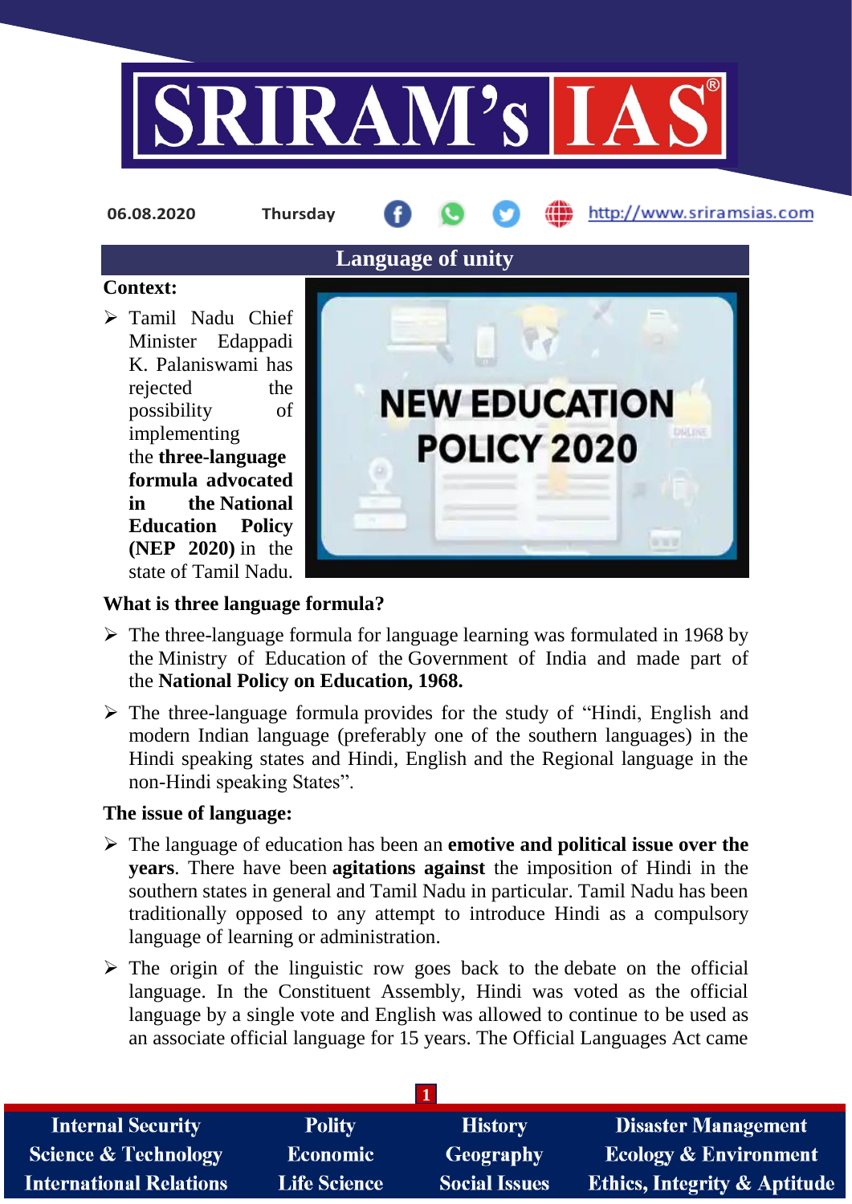06.08.2020 Thursday http://www.sriramsias.com

# Language of unity

**Context:**

- Tamil Nadu Chief Minister Edappadi K. Palaniswami has rejected the possibility of implementing the **three-language formula advocated in the National Education Policy (NEP 2020)** in the state of Tamil Nadu.

**What is three language formula?**

- The three-language formula for language learning was formulated in 1968 by the Ministry of Education of the Government of India and made part of the **National Policy on Education, 1968.**
- The three-language formula provides for the study of "Hindi, English and modern Indian language (preferably one of the southern languages) in the Hindi speaking states and Hindi, English and the Regional language in the non-Hindi speaking States".

**The issue of language:**

- The language of education has been an **emotive and political issue over the years**. There have been **agitations against** the imposition of Hindi in the southern states in general and Tamil Nadu in particular. Tamil Nadu has been traditionally opposed to any attempt to introduce Hindi as a compulsory language of learning or administration.
- The origin of the linguistic row goes back to the debate on the official language. In the Constituent Assembly, Hindi was voted as the official language by a single vote and English was allowed to continue to be used as an associate official language for 15 years. The Official Languages Act came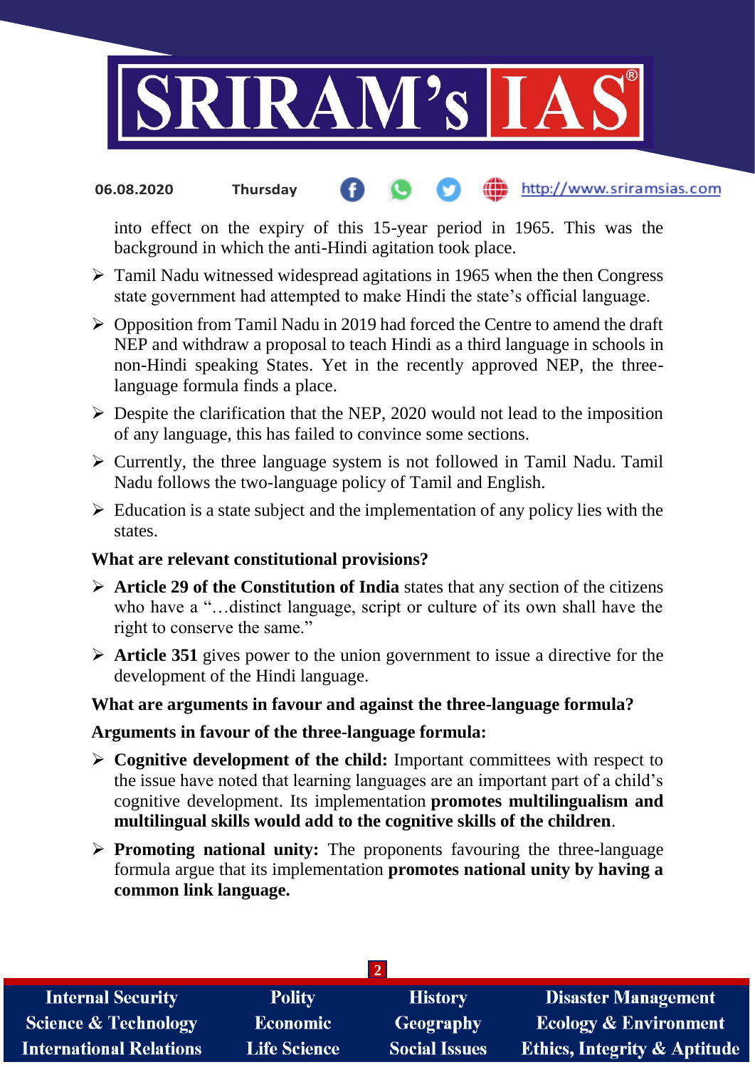into effect on the expiry of this 15-year period in 1965. This was the background in which the anti-Hindi agitation took place.

- Tamil Nadu witnessed widespread agitations in 1965 when the then Congress state government had attempted to make Hindi the state's official language.
- Opposition from Tamil Nadu in 2019 had forced the Centre to amend the draft NEP and withdraw a proposal to teach Hindi as a third language in schools in non-Hindi speaking States. Yet in the recently approved NEP, the three-language formula finds a place.
- Despite the clarification that the NEP, 2020 would not lead to the imposition of any language, this has failed to convince some sections.
- Currently, the three language system is not followed in Tamil Nadu. Tamil Nadu follows the two-language policy of Tamil and English.
- Education is a state subject and the implementation of any policy lies with the states.

**What are relevant constitutional provisions?**

- **Article 29 of the Constitution of India** states that any section of the citizens who have a "…distinct language, script or culture of its own shall have the right to conserve the same."
- **Article 351** gives power to the union government to issue a directive for the development of the Hindi language.

**What are arguments in favour and against the three-language formula?**

**Arguments in favour of the three-language formula:**

- **Cognitive development of the child:** Important committees with respect to the issue have noted that learning languages are an important part of a child's cognitive development. Its implementation **promotes multilingualism and multilingual skills would add to the cognitive skills of the children**.
- **Promoting national unity:** The proponents favouring the three-language formula argue that its implementation **promotes national unity by having a common link language.**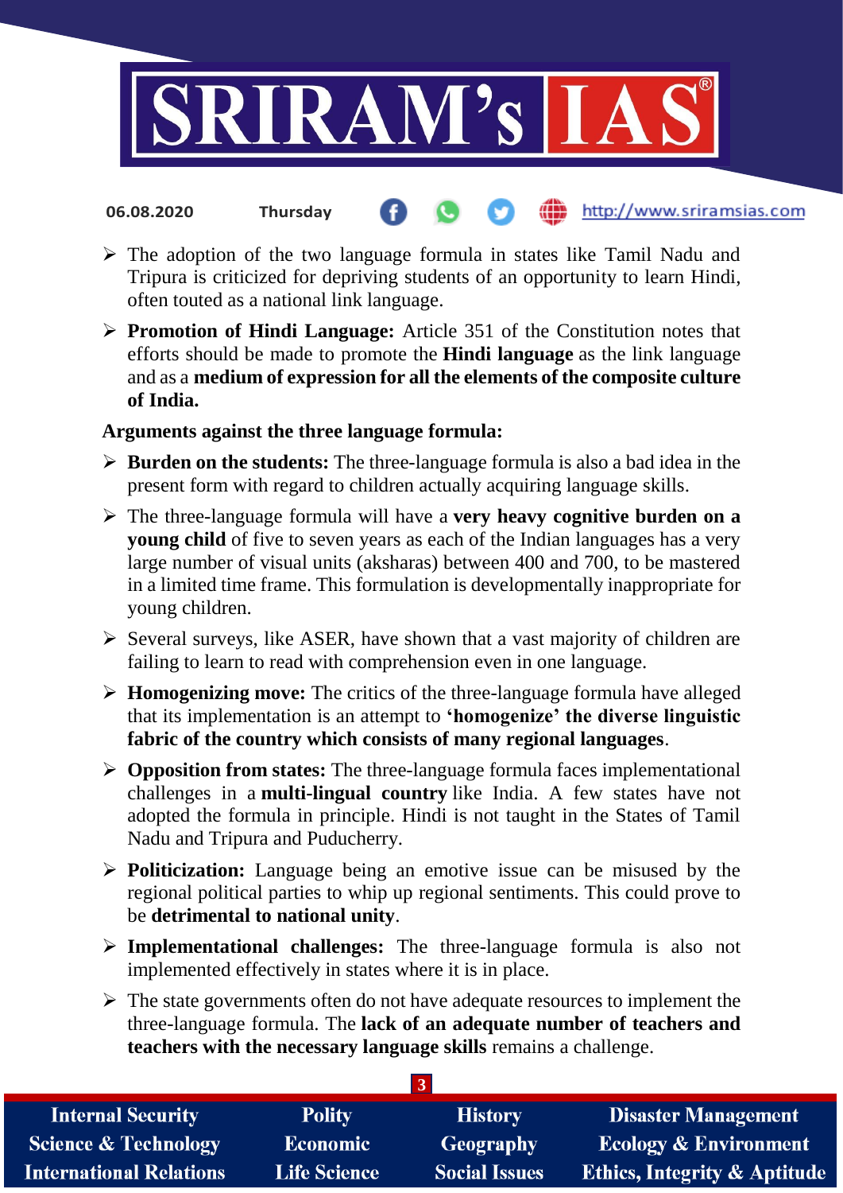- The adoption of the two language formula in states like Tamil Nadu and Tripura is criticized for depriving students of an opportunity to learn Hindi, often touted as a national link language.
- **Promotion of Hindi Language:** Article 351 of the Constitution notes that efforts should be made to promote the **Hindi language** as the link language and as a **medium of expression for all the elements of the composite culture of India.**

**Arguments against the three language formula:**

- **Burden on the students:** The three-language formula is also a bad idea in the present form with regard to children actually acquiring language skills.
- The three-language formula will have a **very heavy cognitive burden on a young child** of five to seven years as each of the Indian languages has a very large number of visual units (aksharas) between 400 and 700, to be mastered in a limited time frame. This formulation is developmentally inappropriate for young children.
- Several surveys, like ASER, have shown that a vast majority of children are failing to learn to read with comprehension even in one language.
- **Homogenizing move:** The critics of the three-language formula have alleged that its implementation is an attempt to **'homogenize' the diverse linguistic fabric of the country which consists of many regional languages**.
- **Opposition from states:** The three-language formula faces implementational challenges in a **multi-lingual country** like India. A few states have not adopted the formula in principle. Hindi is not taught in the States of Tamil Nadu and Tripura and Puducherry.
- **Politicization:** Language being an emotive issue can be misused by the regional political parties to whip up regional sentiments. This could prove to be **detrimental to national unity**.
- **Implementational challenges:** The three-language formula is also not implemented effectively in states where it is in place.
- The state governments often do not have adequate resources to implement the three-language formula. The **lack of an adequate number of teachers and teachers with the necessary language skills** remains a challenge.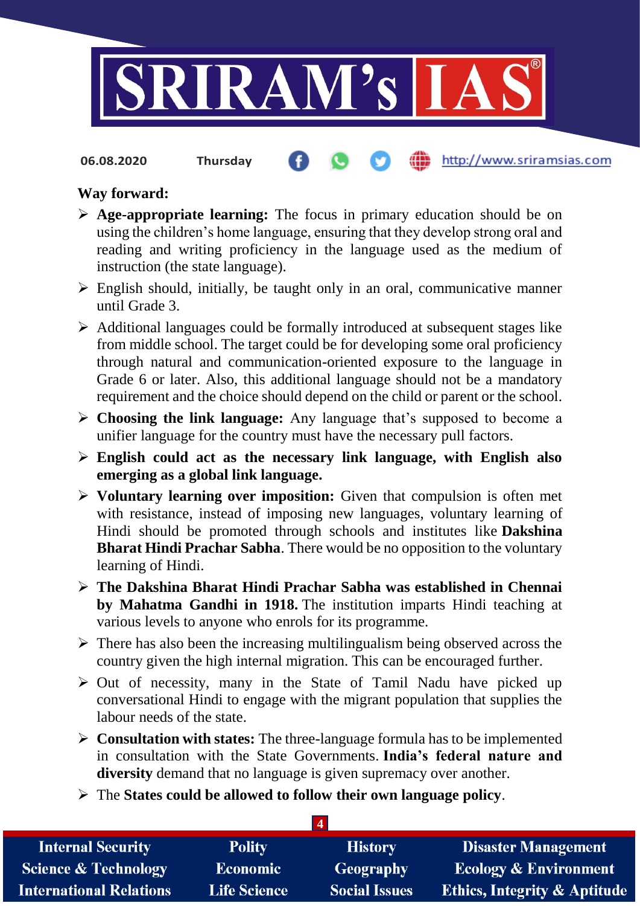**Way forward:**

- **Age-appropriate learning:** The focus in primary education should be on using the children's home language, ensuring that they develop strong oral and reading and writing proficiency in the language used as the medium of instruction (the state language).
- English should, initially, be taught only in an oral, communicative manner until Grade 3.
- Additional languages could be formally introduced at subsequent stages like from middle school. The target could be for developing some oral proficiency through natural and communication-oriented exposure to the language in Grade 6 or later. Also, this additional language should not be a mandatory requirement and the choice should depend on the child or parent or the school.
- **Choosing the link language:** Any language that's supposed to become a unifier language for the country must have the necessary pull factors.
- **English could act as the necessary link language, with English also emerging as a global link language.**
- **Voluntary learning over imposition:** Given that compulsion is often met with resistance, instead of imposing new languages, voluntary learning of Hindi should be promoted through schools and institutes like **Dakshina Bharat Hindi Prachar Sabha**. There would be no opposition to the voluntary learning of Hindi.
- **The Dakshina Bharat Hindi Prachar Sabha was established in Chennai by Mahatma Gandhi in 1918.** The institution imparts Hindi teaching at various levels to anyone who enrols for its programme.
- There has also been the increasing multilingualism being observed across the country given the high internal migration. This can be encouraged further.
- Out of necessity, many in the State of Tamil Nadu have picked up conversational Hindi to engage with the migrant population that supplies the labour needs of the state.
- **Consultation with states:** The three-language formula has to be implemented in consultation with the State Governments. **India's federal nature and diversity** demand that no language is given supremacy over another.
- The **States could be allowed to follow their own language policy**.